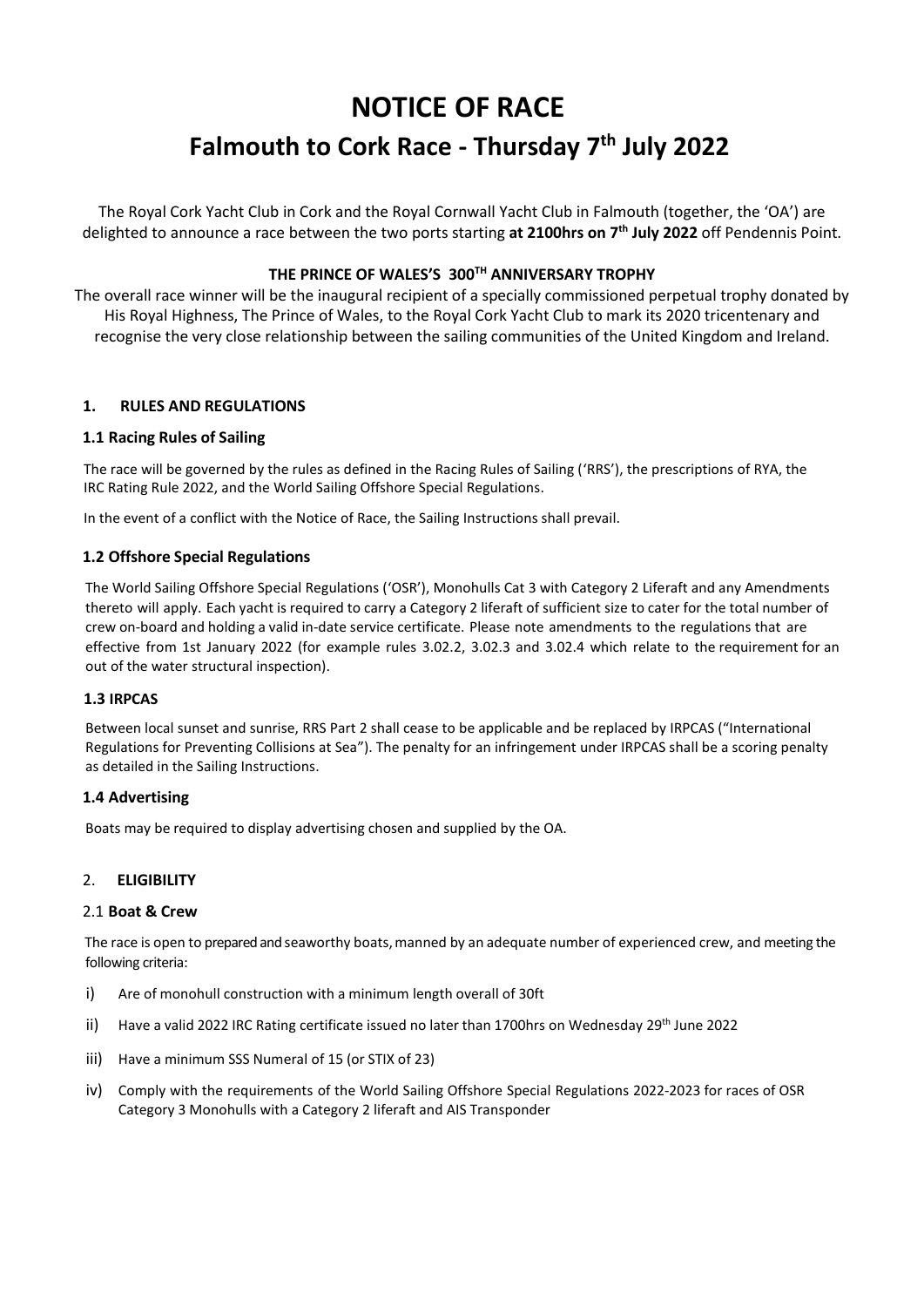# NOTICE OF RACE

# Falmouth to Cork Race - Thursday 7th July 2022

The Royal Cork Yacht Club in Cork and the Royal Cornwall Yacht Club in Falmouth (together, the 'OA') are delighted to announce a race between the two ports starting **at 2100hrs on 7th July 2022** off Pendennis Point.

**THE PRINCE OF WALES'S 300TH ANNIVERSARY TROPHY**

The overall race winner will be the inaugural recipient of a specially commissioned perpetual trophy donated by His Royal Highness, The Prince of Wales, to the Royal Cork Yacht Club to mark its 2020 tricentenary and recognise the very close relationship between the sailing communities of the United Kingdom and Ireland.

## 1. RULES AND REGULATIONS

### 1.1 Racing Rules of Sailing

The race will be governed by the rules as defined in the Racing Rules of Sailing ('RRS'), the prescriptions of RYA, the IRC Rating Rule 2022, and the World Sailing Offshore Special Regulations.

In the event of a conflict with the Notice of Race, the Sailing Instructions shall prevail.

### 1.2 Offshore Special Regulations

The World Sailing Offshore Special Regulations ('OSR'), Monohulls Cat 3 with Category 2 Liferaft and any Amendments thereto will apply. Each yacht is required to carry a Category 2 liferaft of sufficient size to cater for the total number of crew on-board and holding a valid in-date service certificate. Please note amendments to the regulations that are effective from 1st January 2022 (for example rules 3.02.2, 3.02.3 and 3.02.4 which relate to the requirement for an out of the water structural inspection).

### 1.3 IRPCAS

Between local sunset and sunrise, RRS Part 2 shall cease to be applicable and be replaced by IRPCAS ("International Regulations for Preventing Collisions at Sea"). The penalty for an infringement under IRPCAS shall be a scoring penalty as detailed in the Sailing Instructions.

### 1.4 Advertising

Boats may be required to display advertising chosen and supplied by the OA.

## 2. ELIGIBILITY

### 2.1 Boat & Crew

The race is open to prepared and seaworthy boats, manned by an adequate number of experienced crew, and meeting the following criteria:

i) Are of monohull construction with a minimum length overall of 30ft

ii) Have a valid 2022 IRC Rating certificate issued no later than 1700hrs on Wednesday 29th June 2022

iii) Have a minimum SSS Numeral of 15 (or STIX of 23)

iv) Comply with the requirements of the World Sailing Offshore Special Regulations 2022-2023 for races of OSR Category 3 Monohulls with a Category 2 liferaft and AIS Transponder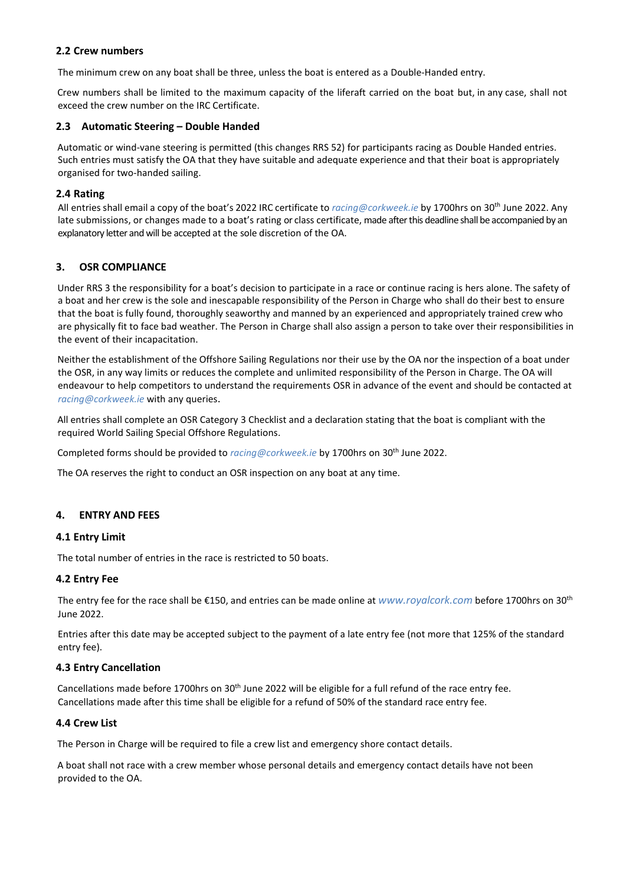### 2.2 Crew numbers

The minimum crew on any boat shall be three, unless the boat is entered as a Double-Handed entry.

Crew numbers shall be limited to the maximum capacity of the liferaft carried on the boat but, in any case, shall not exceed the crew number on the IRC Certificate.

### 2.3 Automatic Steering – Double Handed

Automatic or wind-vane steering is permitted (this changes RRS 52) for participants racing as Double Handed entries. Such entries must satisfy the OA that they have suitable and adequate experience and that their boat is appropriately organised for two-handed sailing.

### 2.4 Rating

All entries shall email a copy of the boat's 2022 IRC certificate to *racing@corkweek.ie* by 1700hrs on 30th June 2022. Any late submissions, or changes made to a boat's rating or class certificate, made after this deadline shall be accompanied by an explanatory letter and will be accepted at the sole discretion of the OA.

## 3. OSR COMPLIANCE

Under RRS 3 the responsibility for a boat's decision to participate in a race or continue racing is hers alone. The safety of a boat and her crew is the sole and inescapable responsibility of the Person in Charge who shall do their best to ensure that the boat is fully found, thoroughly seaworthy and manned by an experienced and appropriately trained crew who are physically fit to face bad weather. The Person in Charge shall also assign a person to take over their responsibilities in the event of their incapacitation.

Neither the establishment of the Offshore Sailing Regulations nor their use by the OA nor the inspection of a boat under the OSR, in any way limits or reduces the complete and unlimited responsibility of the Person in Charge. The OA will endeavour to help competitors to understand the requirements OSR in advance of the event and should be contacted at *racing@corkweek.ie* with any queries.

All entries shall complete an OSR Category 3 Checklist and a declaration stating that the boat is compliant with the required World Sailing Special Offshore Regulations.

Completed forms should be provided to *racing@corkweek.ie* by 1700hrs on 30th June 2022.

The OA reserves the right to conduct an OSR inspection on any boat at any time.

## 4. ENTRY AND FEES

### 4.1 Entry Limit

The total number of entries in the race is restricted to 50 boats.

### 4.2 Entry Fee

The entry fee for the race shall be €150, and entries can be made online at *www.royalcork.com* before 1700hrs on 30th June 2022.

Entries after this date may be accepted subject to the payment of a late entry fee (not more that 125% of the standard entry fee).

### 4.3 Entry Cancellation

Cancellations made before 1700hrs on 30th June 2022 will be eligible for a full refund of the race entry fee. Cancellations made after this time shall be eligible for a refund of 50% of the standard race entry fee.

### 4.4 Crew List

The Person in Charge will be required to file a crew list and emergency shore contact details.

A boat shall not race with a crew member whose personal details and emergency contact details have not been provided to the OA.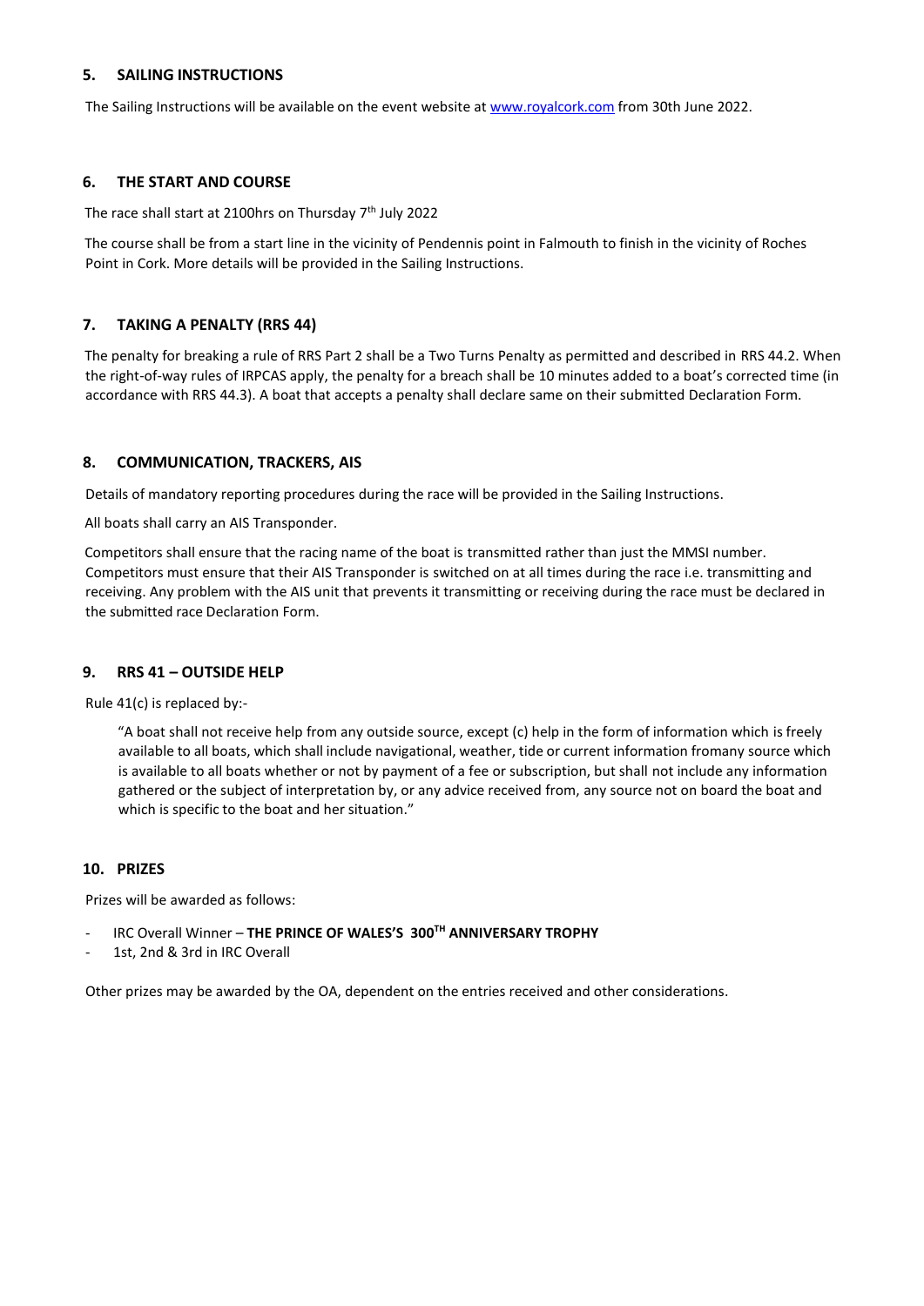## 5. SAILING INSTRUCTIONS

The Sailing Instructions will be available on the event website at [www.royalcork.com](http://www.royalcork.com) from 30th June 2022.

## 6. THE START AND COURSE

The race shall start at 2100hrs on Thursday 7th July 2022

The course shall be from a start line in the vicinity of Pendennis point in Falmouth to finish in the vicinity of Roches Point in Cork. More details will be provided in the Sailing Instructions.

## 7. TAKING A PENALTY (RRS 44)

The penalty for breaking a rule of RRS Part 2 shall be a Two Turns Penalty as permitted and described in RRS 44.2. When the right-of-way rules of IRPCAS apply, the penalty for a breach shall be 10 minutes added to a boat's corrected time (in accordance with RRS 44.3). A boat that accepts a penalty shall declare same on their submitted Declaration Form.

## 8. COMMUNICATION, TRACKERS, AIS

Details of mandatory reporting procedures during the race will be provided in the Sailing Instructions.

All boats shall carry an AIS Transponder.

Competitors shall ensure that the racing name of the boat is transmitted rather than just the MMSI number. Competitors must ensure that their AIS Transponder is switched on at all times during the race i.e. transmitting and receiving. Any problem with the AIS unit that prevents it transmitting or receiving during the race must be declared in the submitted race Declaration Form.

## 9. RRS 41 – OUTSIDE HELP

Rule 41(c) is replaced by:-

> "A boat shall not receive help from any outside source, except (c) help in the form of information which is freely available to all boats, which shall include navigational, weather, tide or current information fromany source which is available to all boats whether or not by payment of a fee or subscription, but shall not include any information gathered or the subject of interpretation by, or any advice received from, any source not on board the boat and which is specific to the boat and her situation."

## 10. PRIZES

Prizes will be awarded as follows:

- IRC Overall Winner – **THE PRINCE OF WALES'S 300TH ANNIVERSARY TROPHY**
- 1st, 2nd & 3rd in IRC Overall

Other prizes may be awarded by the OA, dependent on the entries received and other considerations.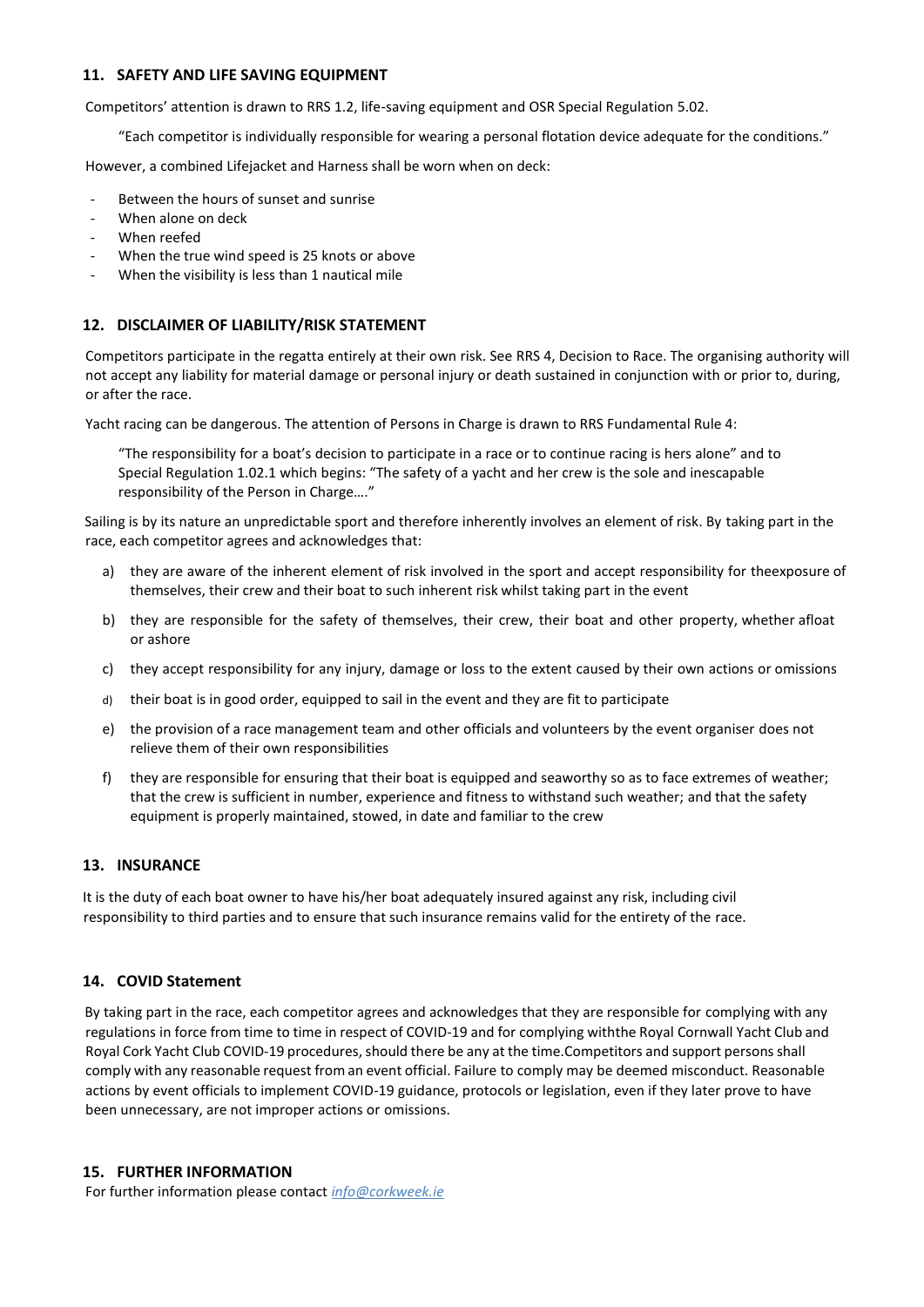## 11. SAFETY AND LIFE SAVING EQUIPMENT

Competitors' attention is drawn to RRS 1.2, life-saving equipment and OSR Special Regulation 5.02.

> "Each competitor is individually responsible for wearing a personal flotation device adequate for the conditions."

However, a combined Lifejacket and Harness shall be worn when on deck:

- Between the hours of sunset and sunrise
- When alone on deck
- When reefed
- When the true wind speed is 25 knots or above
- When the visibility is less than 1 nautical mile

## 12. DISCLAIMER OF LIABILITY/RISK STATEMENT

Competitors participate in the regatta entirely at their own risk. See RRS 4, Decision to Race. The organising authority will not accept any liability for material damage or personal injury or death sustained in conjunction with or prior to, during, or after the race.

Yacht racing can be dangerous. The attention of Persons in Charge is drawn to RRS Fundamental Rule 4:

> "The responsibility for a boat's decision to participate in a race or to continue racing is hers alone" and to Special Regulation 1.02.1 which begins: "The safety of a yacht and her crew is the sole and inescapable responsibility of the Person in Charge…."

Sailing is by its nature an unpredictable sport and therefore inherently involves an element of risk. By taking part in the race, each competitor agrees and acknowledges that:

a) they are aware of the inherent element of risk involved in the sport and accept responsibility for theexposure of themselves, their crew and their boat to such inherent risk whilst taking part in the event

b) they are responsible for the safety of themselves, their crew, their boat and other property, whether afloat or ashore

c) they accept responsibility for any injury, damage or loss to the extent caused by their own actions or omissions

d) their boat is in good order, equipped to sail in the event and they are fit to participate

e) the provision of a race management team and other officials and volunteers by the event organiser does not relieve them of their own responsibilities

f) they are responsible for ensuring that their boat is equipped and seaworthy so as to face extremes of weather; that the crew is sufficient in number, experience and fitness to withstand such weather; and that the safety equipment is properly maintained, stowed, in date and familiar to the crew

## 13. INSURANCE

It is the duty of each boat owner to have his/her boat adequately insured against any risk, including civil responsibility to third parties and to ensure that such insurance remains valid for the entirety of the race.

## 14. COVID Statement

By taking part in the race, each competitor agrees and acknowledges that they are responsible for complying with any regulations in force from time to time in respect of COVID-19 and for complying withthe Royal Cornwall Yacht Club and Royal Cork Yacht Club COVID-19 procedures, should there be any at the time.Competitors and support persons shall comply with any reasonable request from an event official. Failure to comply may be deemed misconduct. Reasonable actions by event officials to implement COVID-19 guidance, protocols or legislation, even if they later prove to have been unnecessary, are not improper actions or omissions.

## 15. FURTHER INFORMATION

For further information please contact *info@corkweek.ie*